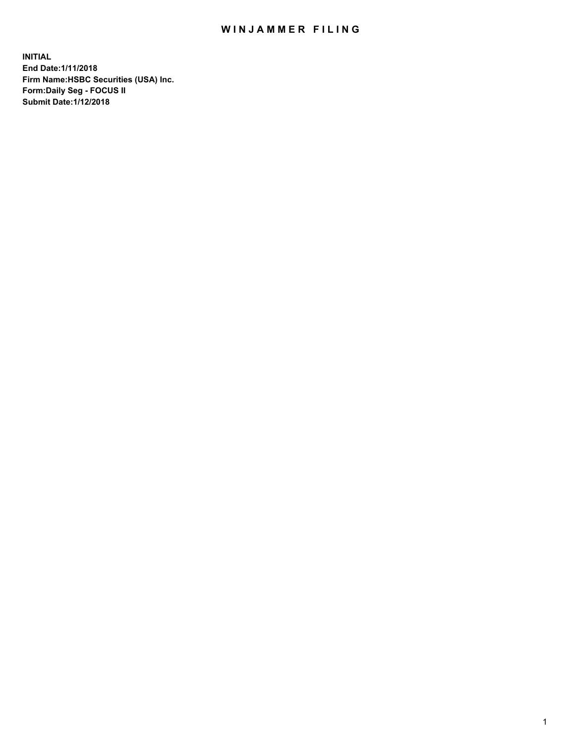# WINJAMMER FILING

**INITIAL**
**End Date:1/11/2018**
**Firm Name:HSBC Securities (USA) Inc.**
**Form:Daily Seg - FOCUS II**
**Submit Date:1/12/2018**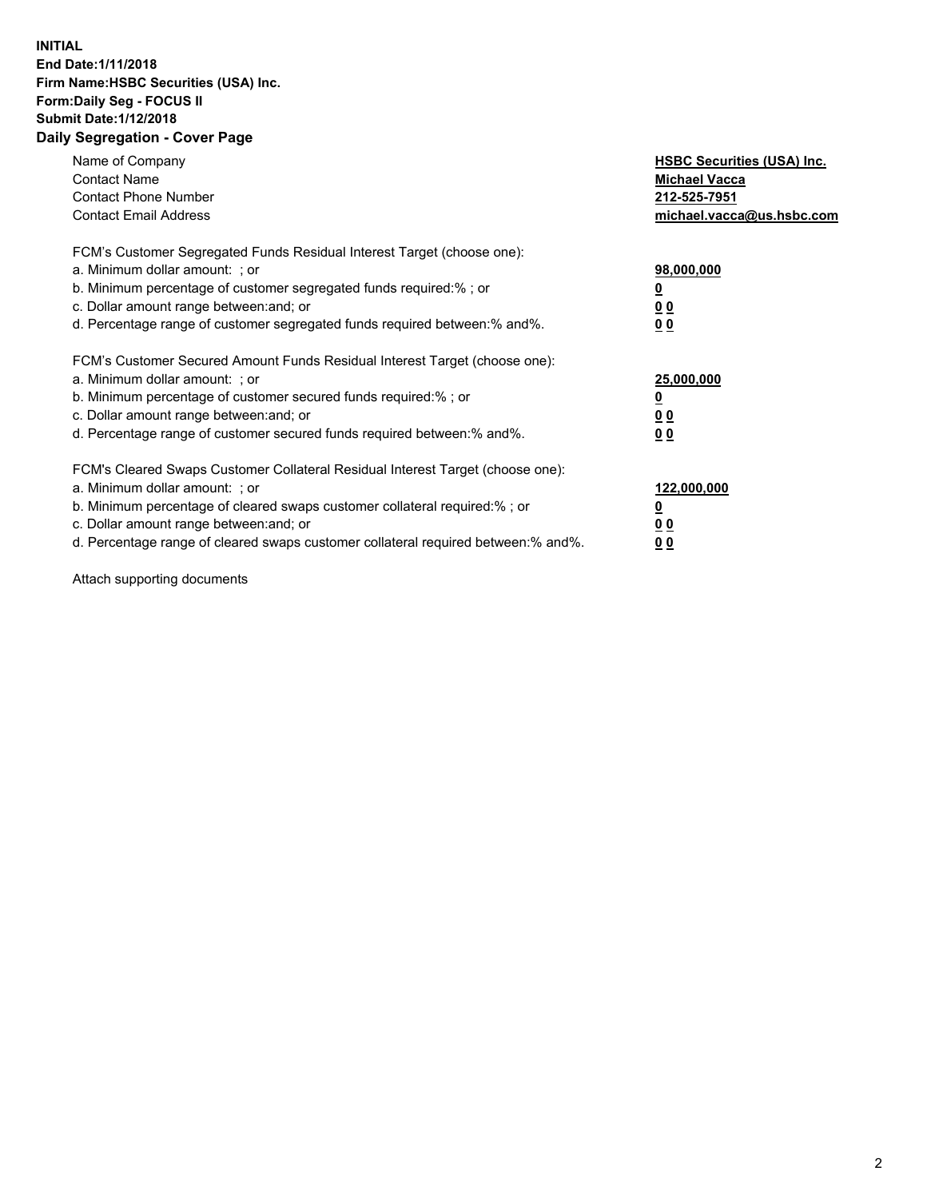**INITIAL**
**End Date:1/11/2018**
**Firm Name:HSBC Securities (USA) Inc.**
**Form:Daily Seg - FOCUS II**
**Submit Date:1/12/2018**

## Daily Segregation - Cover Page

| | |
|---|---|
| Name of Company | **HSBC Securities (USA) Inc.** |
| Contact Name | **Michael Vacca** |
| Contact Phone Number | **212-525-7951** |
| Contact Email Address | **michael.vacca@us.hsbc.com** |

| | |
|---|---|
| FCM's Customer Segregated Funds Residual Interest Target (choose one): | |
| a. Minimum dollar amount: ; or | **98,000,000** |
| b. Minimum percentage of customer segregated funds required:% ; or | **0** |
| c. Dollar amount range between:and; or | **0 0** |
| d. Percentage range of customer segregated funds required between:% and%. | **0 0** |

| | |
|---|---|
| FCM's Customer Secured Amount Funds Residual Interest Target (choose one): | |
| a. Minimum dollar amount: ; or | **25,000,000** |
| b. Minimum percentage of customer secured funds required:% ; or | **0** |
| c. Dollar amount range between:and; or | **0 0** |
| d. Percentage range of customer secured funds required between:% and%. | **0 0** |

| | |
|---|---|
| FCM's Cleared Swaps Customer Collateral Residual Interest Target (choose one): | |
| a. Minimum dollar amount: ; or | **122,000,000** |
| b. Minimum percentage of cleared swaps customer collateral required:% ; or | **0** |
| c. Dollar amount range between:and; or | **0 0** |
| d. Percentage range of cleared swaps customer collateral required between:% and%. | **0 0** |

Attach supporting documents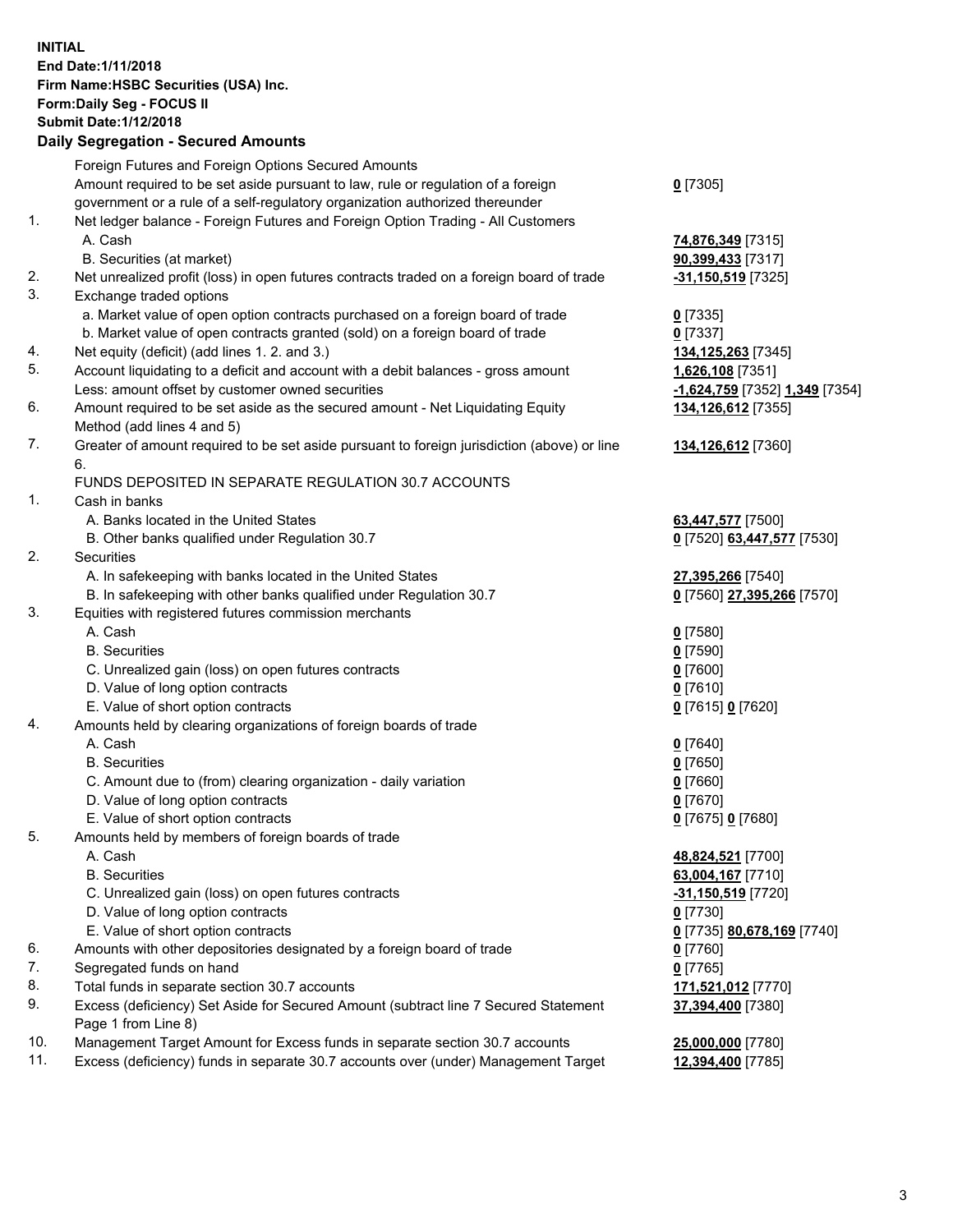**INITIAL**
**End Date:1/11/2018**
**Firm Name:HSBC Securities (USA) Inc.**
**Form:Daily Seg - FOCUS II**
**Submit Date:1/12/2018**
**Daily Segregation - Secured Amounts**

| | | |
|---|---|---|
| | Foreign Futures and Foreign Options Secured Amounts | |
| | Amount required to be set aside pursuant to law, rule or regulation of a foreign government or a rule of a self-regulatory organization authorized thereunder | **0** [7305] |
| 1. | Net ledger balance - Foreign Futures and Foreign Option Trading - All Customers | |
| | A. Cash | **74,876,349** [7315] |
| | B. Securities (at market) | **90,399,433** [7317] |
| 2. | Net unrealized profit (loss) in open futures contracts traded on a foreign board of trade | **-31,150,519** [7325] |
| 3. | Exchange traded options | |
| | a. Market value of open option contracts purchased on a foreign board of trade | **0** [7335] |
| | b. Market value of open contracts granted (sold) on a foreign board of trade | **0** [7337] |
| 4. | Net equity (deficit) (add lines 1. 2. and 3.) | **134,125,263** [7345] |
| 5. | Account liquidating to a deficit and account with a debit balances - gross amount | **1,626,108** [7351] |
| | Less: amount offset by customer owned securities | **-1,624,759** [7352] **1,349** [7354] |
| 6. | Amount required to be set aside as the secured amount - Net Liquidating Equity Method (add lines 4 and 5) | **134,126,612** [7355] |
| 7. | Greater of amount required to be set aside pursuant to foreign jurisdiction (above) or line 6. | **134,126,612** [7360] |
| | FUNDS DEPOSITED IN SEPARATE REGULATION 30.7 ACCOUNTS | |
| 1. | Cash in banks | |
| | A. Banks located in the United States | **63,447,577** [7500] |
| | B. Other banks qualified under Regulation 30.7 | **0** [7520] **63,447,577** [7530] |
| 2. | Securities | |
| | A. In safekeeping with banks located in the United States | **27,395,266** [7540] |
| | B. In safekeeping with other banks qualified under Regulation 30.7 | **0** [7560] **27,395,266** [7570] |
| 3. | Equities with registered futures commission merchants | |
| | A. Cash | **0** [7580] |
| | B. Securities | **0** [7590] |
| | C. Unrealized gain (loss) on open futures contracts | **0** [7600] |
| | D. Value of long option contracts | **0** [7610] |
| | E. Value of short option contracts | **0** [7615] **0** [7620] |
| 4. | Amounts held by clearing organizations of foreign boards of trade | |
| | A. Cash | **0** [7640] |
| | B. Securities | **0** [7650] |
| | C. Amount due to (from) clearing organization - daily variation | **0** [7660] |
| | D. Value of long option contracts | **0** [7670] |
| | E. Value of short option contracts | **0** [7675] **0** [7680] |
| 5. | Amounts held by members of foreign boards of trade | |
| | A. Cash | **48,824,521** [7700] |
| | B. Securities | **63,004,167** [7710] |
| | C. Unrealized gain (loss) on open futures contracts | **-31,150,519** [7720] |
| | D. Value of long option contracts | **0** [7730] |
| | E. Value of short option contracts | **0** [7735] **80,678,169** [7740] |
| 6. | Amounts with other depositories designated by a foreign board of trade | **0** [7760] |
| 7. | Segregated funds on hand | **0** [7765] |
| 8. | Total funds in separate section 30.7 accounts | **171,521,012** [7770] |
| 9. | Excess (deficiency) Set Aside for Secured Amount (subtract line 7 Secured Statement Page 1 from Line 8) | **37,394,400** [7380] |
| 10. | Management Target Amount for Excess funds in separate section 30.7 accounts | **25,000,000** [7780] |
| 11. | Excess (deficiency) funds in separate 30.7 accounts over (under) Management Target | **12,394,400** [7785] |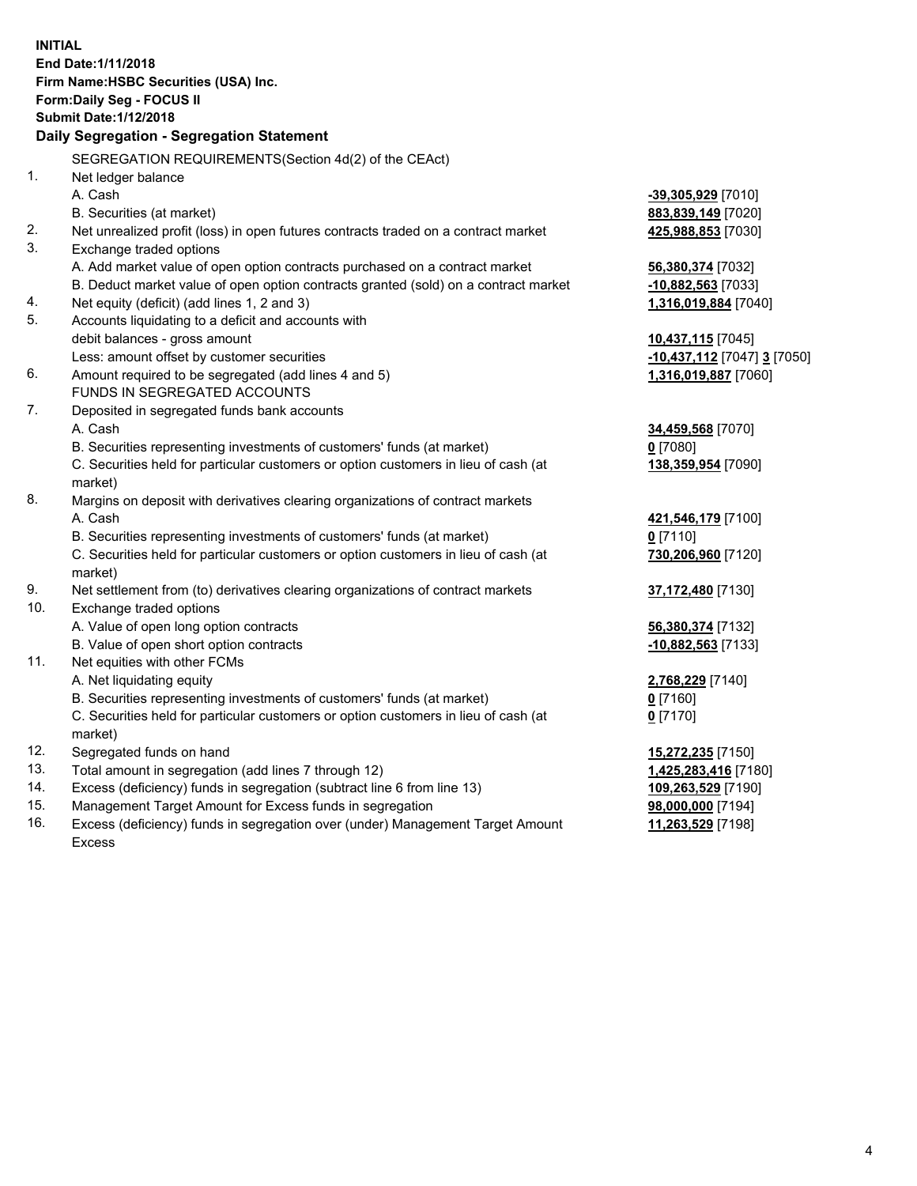**INITIAL**
**End Date:1/11/2018**
**Firm Name:HSBC Securities (USA) Inc.**
**Form:Daily Seg - FOCUS II**
**Submit Date:1/12/2018**
**Daily Segregation - Segregation Statement**

SEGREGATION REQUIREMENTS(Section 4d(2) of the CEAct)

| | | |
|---|---|---|
| 1. | Net ledger balance | |
| | A. Cash | **-39,305,929** [7010] |
| | B. Securities (at market) | **883,839,149** [7020] |
| 2. | Net unrealized profit (loss) in open futures contracts traded on a contract market | **425,988,853** [7030] |
| 3. | Exchange traded options | |
| | A. Add market value of open option contracts purchased on a contract market | **56,380,374** [7032] |
| | B. Deduct market value of open option contracts granted (sold) on a contract market | **-10,882,563** [7033] |
| 4. | Net equity (deficit) (add lines 1, 2 and 3) | **1,316,019,884** [7040] |
| 5. | Accounts liquidating to a deficit and accounts with | |
| | debit balances - gross amount | **10,437,115** [7045] |
| | Less: amount offset by customer securities | **-10,437,112** [7047] **3** [7050] |
| 6. | Amount required to be segregated (add lines 4 and 5) | **1,316,019,887** [7060] |
| | FUNDS IN SEGREGATED ACCOUNTS | |
| 7. | Deposited in segregated funds bank accounts | |
| | A. Cash | **34,459,568** [7070] |
| | B. Securities representing investments of customers' funds (at market) | **0** [7080] |
| | C. Securities held for particular customers or option customers in lieu of cash (at market) | **138,359,954** [7090] |
| 8. | Margins on deposit with derivatives clearing organizations of contract markets | |
| | A. Cash | **421,546,179** [7100] |
| | B. Securities representing investments of customers' funds (at market) | **0** [7110] |
| | C. Securities held for particular customers or option customers in lieu of cash (at market) | **730,206,960** [7120] |
| 9. | Net settlement from (to) derivatives clearing organizations of contract markets | **37,172,480** [7130] |
| 10. | Exchange traded options | |
| | A. Value of open long option contracts | **56,380,374** [7132] |
| | B. Value of open short option contracts | **-10,882,563** [7133] |
| 11. | Net equities with other FCMs | |
| | A. Net liquidating equity | **2,768,229** [7140] |
| | B. Securities representing investments of customers' funds (at market) | **0** [7160] |
| | C. Securities held for particular customers or option customers in lieu of cash (at market) | **0** [7170] |
| 12. | Segregated funds on hand | **15,272,235** [7150] |
| 13. | Total amount in segregation (add lines 7 through 12) | **1,425,283,416** [7180] |
| 14. | Excess (deficiency) funds in segregation (subtract line 6 from line 13) | **109,263,529** [7190] |
| 15. | Management Target Amount for Excess funds in segregation | **98,000,000** [7194] |
| 16. | Excess (deficiency) funds in segregation over (under) Management Target Amount Excess | **11,263,529** [7198] |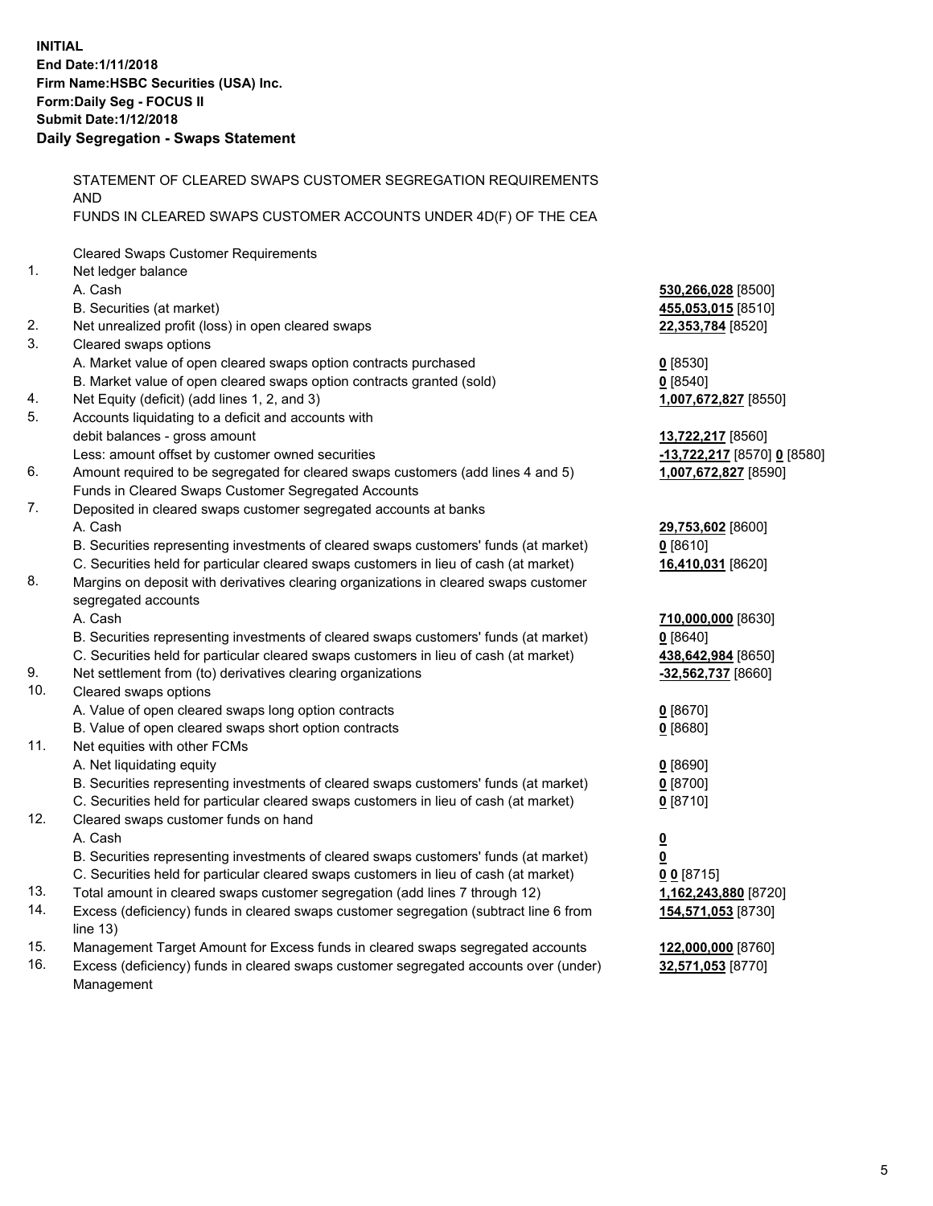**INITIAL**
**End Date:1/11/2018**
**Firm Name:HSBC Securities (USA) Inc.**
**Form:Daily Seg - FOCUS II**
**Submit Date:1/12/2018**
**Daily Segregation - Swaps Statement**

STATEMENT OF CLEARED SWAPS CUSTOMER SEGREGATION REQUIREMENTS AND FUNDS IN CLEARED SWAPS CUSTOMER ACCOUNTS UNDER 4D(F) OF THE CEA

| | | |
|---|---|---|
| | Cleared Swaps Customer Requirements | |
| 1. | Net ledger balance | |
| | A. Cash | **530,266,028** [8500] |
| | B. Securities (at market) | **455,053,015** [8510] |
| 2. | Net unrealized profit (loss) in open cleared swaps | **22,353,784** [8520] |
| 3. | Cleared swaps options | |
| | A. Market value of open cleared swaps option contracts purchased | **0** [8530] |
| | B. Market value of open cleared swaps option contracts granted (sold) | **0** [8540] |
| 4. | Net Equity (deficit) (add lines 1, 2, and 3) | **1,007,672,827** [8550] |
| 5. | Accounts liquidating to a deficit and accounts with debit balances - gross amount | **13,722,217** [8560] |
| | Less: amount offset by customer owned securities | **-13,722,217** [8570] **0** [8580] |
| 6. | Amount required to be segregated for cleared swaps customers (add lines 4 and 5) | **1,007,672,827** [8590] |
| | Funds in Cleared Swaps Customer Segregated Accounts | |
| 7. | Deposited in cleared swaps customer segregated accounts at banks | |
| | A. Cash | **29,753,602** [8600] |
| | B. Securities representing investments of cleared swaps customers' funds (at market) | **0** [8610] |
| | C. Securities held for particular cleared swaps customers in lieu of cash (at market) | **16,410,031** [8620] |
| 8. | Margins on deposit with derivatives clearing organizations in cleared swaps customer segregated accounts | |
| | A. Cash | **710,000,000** [8630] |
| | B. Securities representing investments of cleared swaps customers' funds (at market) | **0** [8640] |
| | C. Securities held for particular cleared swaps customers in lieu of cash (at market) | **438,642,984** [8650] |
| 9. | Net settlement from (to) derivatives clearing organizations | **-32,562,737** [8660] |
| 10. | Cleared swaps options | |
| | A. Value of open cleared swaps long option contracts | **0** [8670] |
| | B. Value of open cleared swaps short option contracts | **0** [8680] |
| 11. | Net equities with other FCMs | |
| | A. Net liquidating equity | **0** [8690] |
| | B. Securities representing investments of cleared swaps customers' funds (at market) | **0** [8700] |
| | C. Securities held for particular cleared swaps customers in lieu of cash (at market) | **0** [8710] |
| 12. | Cleared swaps customer funds on hand | |
| | A. Cash | **0** |
| | B. Securities representing investments of cleared swaps customers' funds (at market) | **0** |
| | C. Securities held for particular cleared swaps customers in lieu of cash (at market) | **0** **0** [8715] |
| 13. | Total amount in cleared swaps customer segregation (add lines 7 through 12) | **1,162,243,880** [8720] |
| 14. | Excess (deficiency) funds in cleared swaps customer segregation (subtract line 6 from line 13) | **154,571,053** [8730] |
| 15. | Management Target Amount for Excess funds in cleared swaps segregated accounts | **122,000,000** [8760] |
| 16. | Excess (deficiency) funds in cleared swaps customer segregated accounts over (under) Management | **32,571,053** [8770] |